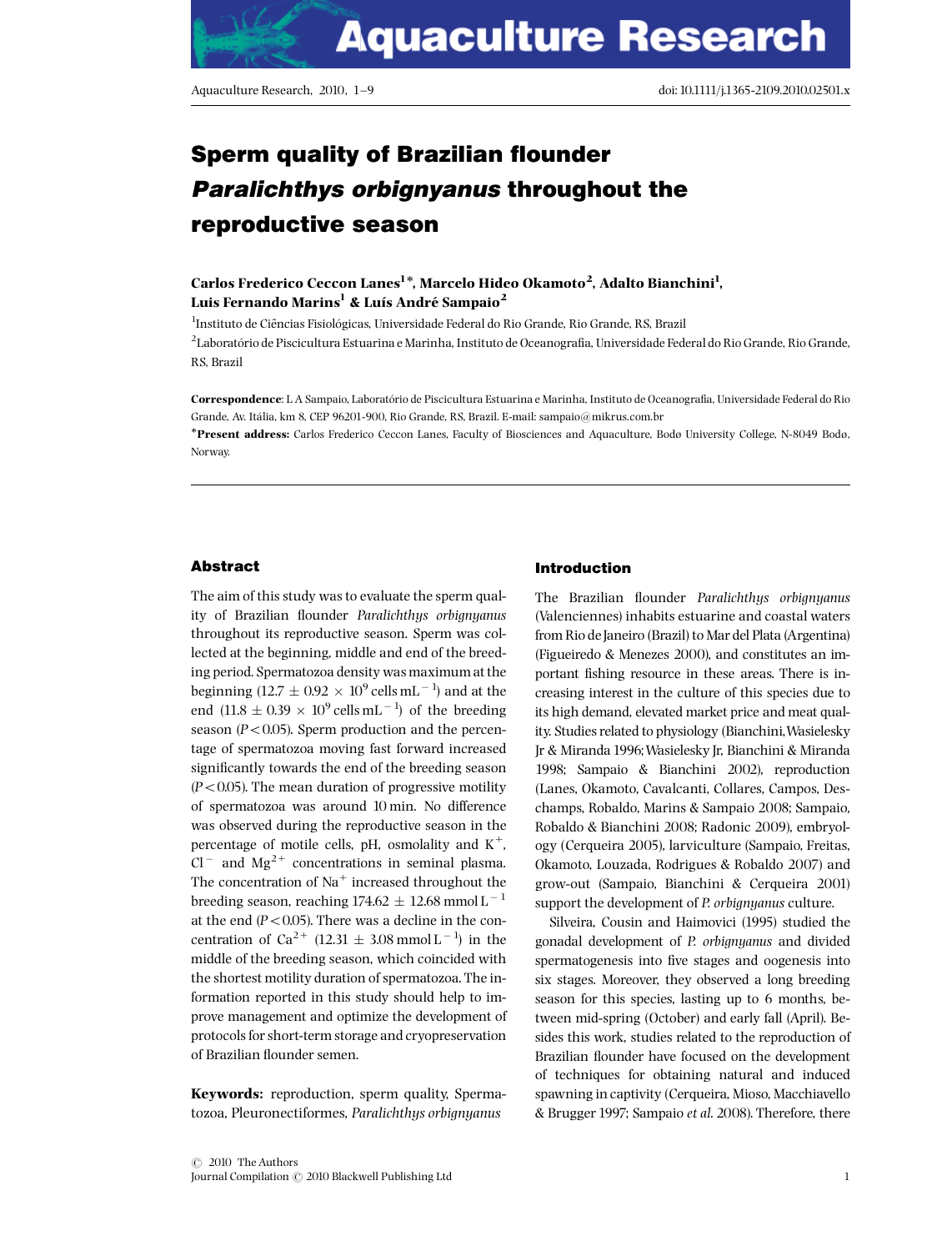# Sperm quality of Brazilian flounder *Paralichthys orbignyanus* throughout the reproductive season

**Carlos Frederico Ceccon Lanes[1]\*, Marcelo Hideo Okamoto[2], Adalto Bianchini[1], Luis Fernando Marins[1] & Luís André Sampaio[2]**

[1]Instituto de Ciências Fisiológicas, Universidade Federal do Rio Grande, Rio Grande, RS, Brazil

[2]Laboratório de Piscicultura Estuarina e Marinha, Instituto de Oceanografia, Universidade Federal do Rio Grande, Rio Grande, RS, Brazil

**Correspondence**: L A Sampaio, Laboratório de Piscicultura Estuarina e Marinha, Instituto de Oceanografia, Universidade Federal do Rio Grande, Av. Itália, km 8, CEP 96201-900, Rio Grande, RS, Brazil. E-mail: sampaio@mikrus.com.br

\***Present address:** Carlos Frederico Ceccon Lanes, Faculty of Biosciences and Aquaculture, Bodø University College, N-8049 Bodø, Norway.

## Abstract

The aim of this study was to evaluate the sperm quality of Brazilian flounder *Paralichthys orbignyanus* throughout its reproductive season. Sperm was collected at the beginning, middle and end of the breeding period. Spermatozoa density was maximum at the beginning ($12.7 \pm 0.92 \times 10^9$ cells $mL^{-1}$) and at the end ($11.8 \pm 0.39 \times 10^9$ cells $mL^{-1}$) of the breeding season ($P < 0.05$). Sperm production and the percentage of spermatozoa moving fast forward increased significantly towards the end of the breeding season ($P < 0.05$). The mean duration of progressive motility of spermatozoa was around 10 min. No difference was observed during the reproductive season in the percentage of motile cells, pH, osmolality and $K^+$, $Cl^-$ and $Mg^{2+}$ concentrations in seminal plasma. The concentration of $Na^+$ increased throughout the breeding season, reaching $174.62 \pm 12.68$ mmol $L^{-1}$ at the end ($P < 0.05$). There was a decline in the concentration of $Ca^{2+}$ ($12.31 \pm 3.08$ mmol $L^{-1}$) in the middle of the breeding season, which coincided with the shortest motility duration of spermatozoa. The information reported in this study should help to improve management and optimize the development of protocols for short-term storage and cryopreservation of Brazilian flounder semen.

**Keywords:** reproduction, sperm quality, Spermatozoa, Pleuronectiformes, *Paralichthys orbignyanus*

## Introduction

The Brazilian flounder *Paralichthys orbignyanus* (Valenciennes) inhabits estuarine and coastal waters from Rio de Janeiro (Brazil) to Mar del Plata (Argentina) (Figueiredo & Menezes 2000), and constitutes an important fishing resource in these areas. There is increasing interest in the culture of this species due to its high demand, elevated market price and meat quality. Studies related to physiology (Bianchini, Wasielesky Jr & Miranda 1996; Wasielesky Jr, Bianchini & Miranda 1998; Sampaio & Bianchini 2002), reproduction (Lanes, Okamoto, Cavalcanti, Collares, Campos, Deschamps, Robaldo, Marins & Sampaio 2008; Sampaio, Robaldo & Bianchini 2008; Radonic 2009), embryology (Cerqueira 2005), larviculture (Sampaio, Freitas, Okamoto, Louzada, Rodrigues & Robaldo 2007) and grow-out (Sampaio, Bianchini & Cerqueira 2001) support the development of *P. orbignyanus* culture.

Silveira, Cousin and Haimovici (1995) studied the gonadal development of *P. orbignyanus* and divided spermatogenesis into five stages and oogenesis into six stages. Moreover, they observed a long breeding season for this species, lasting up to 6 months, between mid-spring (October) and early fall (April). Besides this work, studies related to the reproduction of Brazilian flounder have focused on the development of techniques for obtaining natural and induced spawning in captivity (Cerqueira, Mioso, Macchiavello & Brugger 1997; Sampaio *et al.* 2008). Therefore, there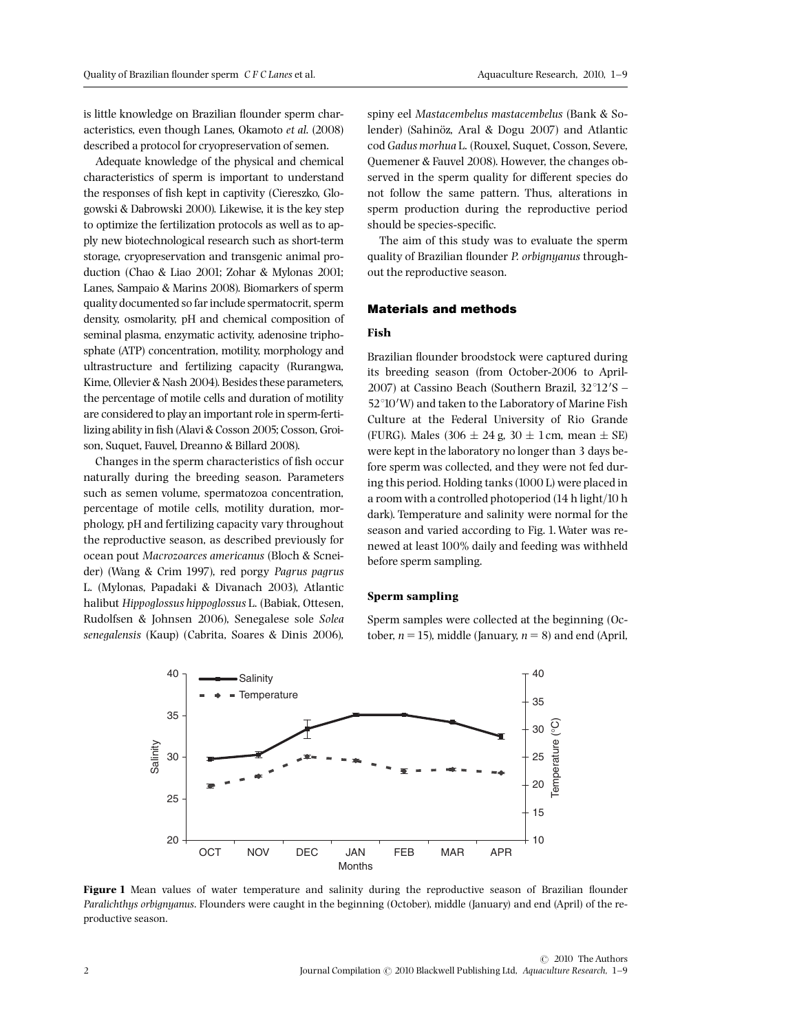is little knowledge on Brazilian flounder sperm characteristics, even though Lanes, Okamoto *et al*. (2008) described a protocol for cryopreservation of semen.

Adequate knowledge of the physical and chemical characteristics of sperm is important to understand the responses of fish kept in captivity (Ciereszko, Glogowski & Dabrowski 2000). Likewise, it is the key step to optimize the fertilization protocols as well as to apply new biotechnological research such as short-term storage, cryopreservation and transgenic animal production (Chao & Liao 2001; Zohar & Mylonas 2001; Lanes, Sampaio & Marins 2008). Biomarkers of sperm quality documented so far include spermatocrit, sperm density, osmolarity, pH and chemical composition of seminal plasma, enzymatic activity, adenosine triphosphate (ATP) concentration, motility, morphology and ultrastructure and fertilizing capacity (Rurangwa, Kime, Ollevier & Nash 2004). Besides these parameters, the percentage of motile cells and duration of motility are considered to play an important role in sperm-fertilizing ability in fish (Alavi & Cosson 2005; Cosson, Groison, Suquet, Fauvel, Dreanno & Billard 2008).

Changes in the sperm characteristics of fish occur naturally during the breeding season. Parameters such as semen volume, spermatozoa concentration, percentage of motile cells, motility duration, morphology, pH and fertilizing capacity vary throughout the reproductive season, as described previously for ocean pout *Macrozoarces americanus* (Bloch & Scneider) (Wang & Crim 1997), red porgy *Pagrus pagrus* L. (Mylonas, Papadaki & Divanach 2003), Atlantic halibut *Hippoglossus hippoglossus* L. (Babiak, Ottesen, Rudolfsen & Johnsen 2006), Senegalese sole *Solea senegalensis* (Kaup) (Cabrita, Soares & Dinis 2006), spiny eel *Mastacembelus mastacembelus* (Bank & Solender) (Sahinöz, Aral & Dogu 2007) and Atlantic cod *Gadus morhua* L. (Rouxel, Suquet, Cosson, Severe, Quemener & Fauvel 2008). However, the changes observed in the sperm quality for different species do not follow the same pattern. Thus, alterations in sperm production during the reproductive period should be species-specific.

The aim of this study was to evaluate the sperm quality of Brazilian flounder *P. orbignyanus* throughout the reproductive season.

## Materials and methods

### Fish

Brazilian flounder broodstock were captured during its breeding season (from October-2006 to April-2007) at Cassino Beach (Southern Brazil, 32°12′S – 52°10′W) and taken to the Laboratory of Marine Fish Culture at the Federal University of Rio Grande (FURG). Males ($306 \pm 24$ g, $30 \pm 1$ cm, mean $\pm$ SE) were kept in the laboratory no longer than 3 days before sperm was collected, and they were not fed during this period. Holding tanks (1000 L) were placed in a room with a controlled photoperiod (14 h light/10 h dark). Temperature and salinity were normal for the season and varied according to Fig. 1. Water was renewed at least 100% daily and feeding was withheld before sperm sampling.

### Sperm sampling

Sperm samples were collected at the beginning (October, $n = 15$), middle (January, $n = 8$) and end (April,

**Figure 1** Mean values of water temperature and salinity during the reproductive season of Brazilian flounder *Paralichthys orbignyanus*. Flounders were caught in the beginning (October), middle (January) and end (April) of the reproductive season.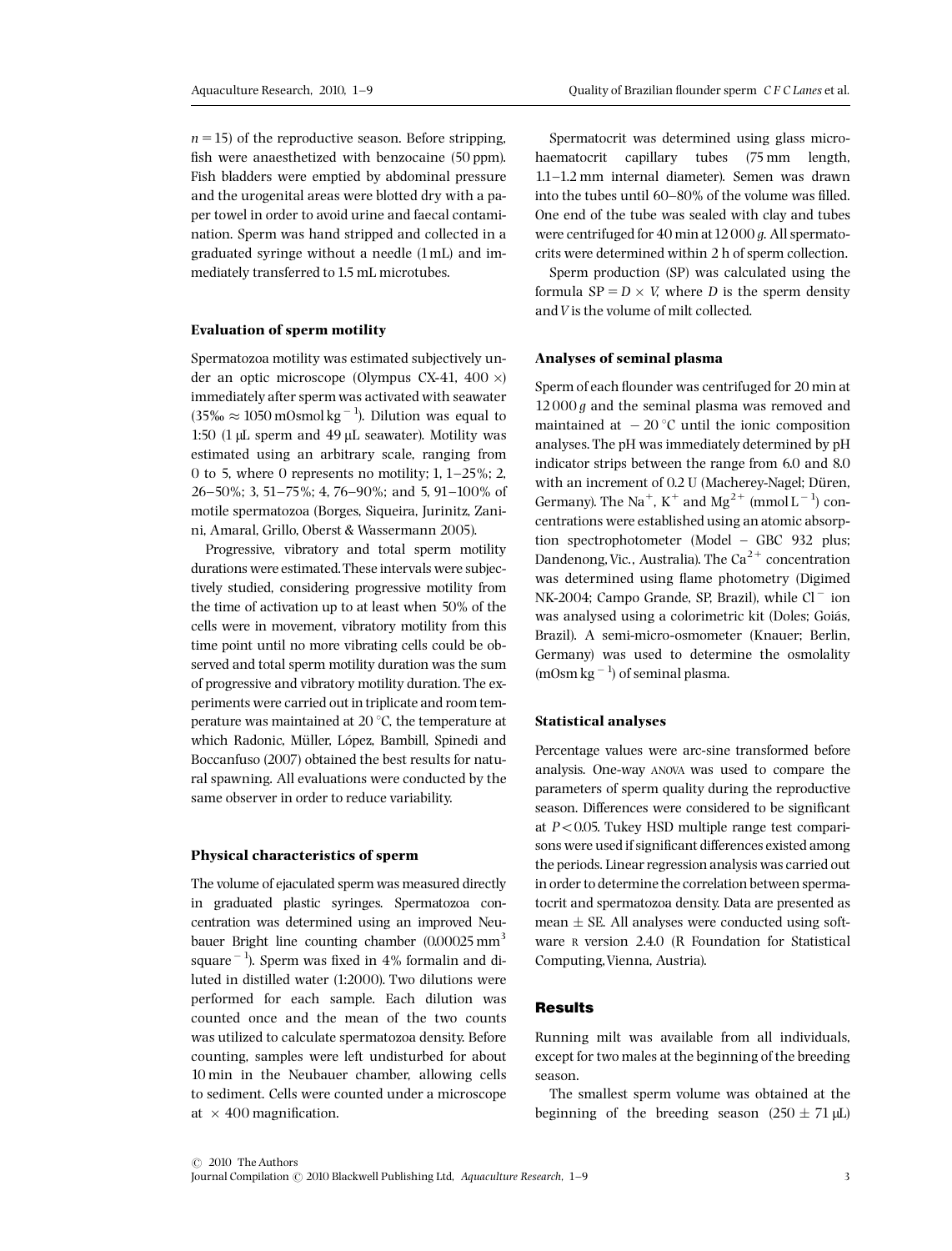$n = 15$) of the reproductive season. Before stripping, fish were anaesthetized with benzocaine (50 ppm). Fish bladders were emptied by abdominal pressure and the urogenital areas were blotted dry with a paper towel in order to avoid urine and faecal contamination. Sperm was hand stripped and collected in a graduated syringe without a needle (1 mL) and immediately transferred to 1.5 mL microtubes.

### Evaluation of sperm motility

Spermatozoa motility was estimated subjectively under an optic microscope (Olympus CX-41, 400 ×) immediately after sperm was activated with seawater (35‰ ≈ 1050 mOsmol kg$^{-1}$). Dilution was equal to 1:50 (1 μL sperm and 49 μL seawater). Motility was estimated using an arbitrary scale, ranging from 0 to 5, where 0 represents no motility; 1, 1–25%; 2, 26–50%; 3, 51–75%; 4, 76–90%; and 5, 91–100% of motile spermatozoa (Borges, Siqueira, Jurinitz, Zanini, Amaral, Grillo, Oberst & Wassermann 2005).

Progressive, vibratory and total sperm motility durations were estimated. These intervals were subjectively studied, considering progressive motility from the time of activation up to at least when 50% of the cells were in movement, vibratory motility from this time point until no more vibrating cells could be observed and total sperm motility duration was the sum of progressive and vibratory motility duration. The experiments were carried out in triplicate and room temperature was maintained at 20 °C, the temperature at which Radonic, Müller, López, Bambill, Spinedi and Boccanfuso (2007) obtained the best results for natural spawning. All evaluations were conducted by the same observer in order to reduce variability.

### Physical characteristics of sperm

The volume of ejaculated sperm was measured directly in graduated plastic syringes. Spermatozoa concentration was determined using an improved Neubauer Bright line counting chamber (0.00025 mm$^3$ square$^{-1}$). Sperm was fixed in 4% formalin and diluted in distilled water (1:2000). Two dilutions were performed for each sample. Each dilution was counted once and the mean of the two counts was utilized to calculate spermatozoa density. Before counting, samples were left undisturbed for about 10 min in the Neubauer chamber, allowing cells to sediment. Cells were counted under a microscope at × 400 magnification.

Spermatocrit was determined using glass microhaematocrit capillary tubes (75 mm length, 1.1–1.2 mm internal diameter). Semen was drawn into the tubes until 60–80% of the volume was filled. One end of the tube was sealed with clay and tubes were centrifuged for 40 min at 12 000 *g*. All spermatocrits were determined within 2 h of sperm collection.

Sperm production (SP) was calculated using the formula $SP = D \times V$, where $D$ is the sperm density and $V$ is the volume of milt collected.

### Analyses of seminal plasma

Sperm of each flounder was centrifuged for 20 min at 12 000 *g* and the seminal plasma was removed and maintained at − 20 °C until the ionic composition analyses. The pH was immediately determined by pH indicator strips between the range from 6.0 and 8.0 with an increment of 0.2 U (Macherey-Nagel; Düren, Germany). The $Na^+$, $K^+$ and $Mg^{2+}$ (mmol L$^{-1}$) concentrations were established using an atomic absorption spectrophotometer (Model – GBC 932 plus; Dandenong, Vic., Australia). The $Ca^{2+}$ concentration was determined using flame photometry (Digimed NK-2004; Campo Grande, SP, Brazil), while $Cl^-$ ion was analysed using a colorimetric kit (Doles; Goiás, Brazil). A semi-micro-osmometer (Knauer; Berlin, Germany) was used to determine the osmolality (mOsm kg$^{-1}$) of seminal plasma.

### Statistical analyses

Percentage values were arc-sine transformed before analysis. One-way ANOVA was used to compare the parameters of sperm quality during the reproductive season. Differences were considered to be significant at $P < 0.05$. Tukey HSD multiple range test comparisons were used if significant differences existed among the periods. Linear regression analysis was carried out in order to determine the correlation between spermatocrit and spermatozoa density. Data are presented as mean ± SE. All analyses were conducted using software R version 2.4.0 (R Foundation for Statistical Computing, Vienna, Austria).

## Results

Running milt was available from all individuals, except for two males at the beginning of the breeding season.

The smallest sperm volume was obtained at the beginning of the breeding season (250 ± 71 μL)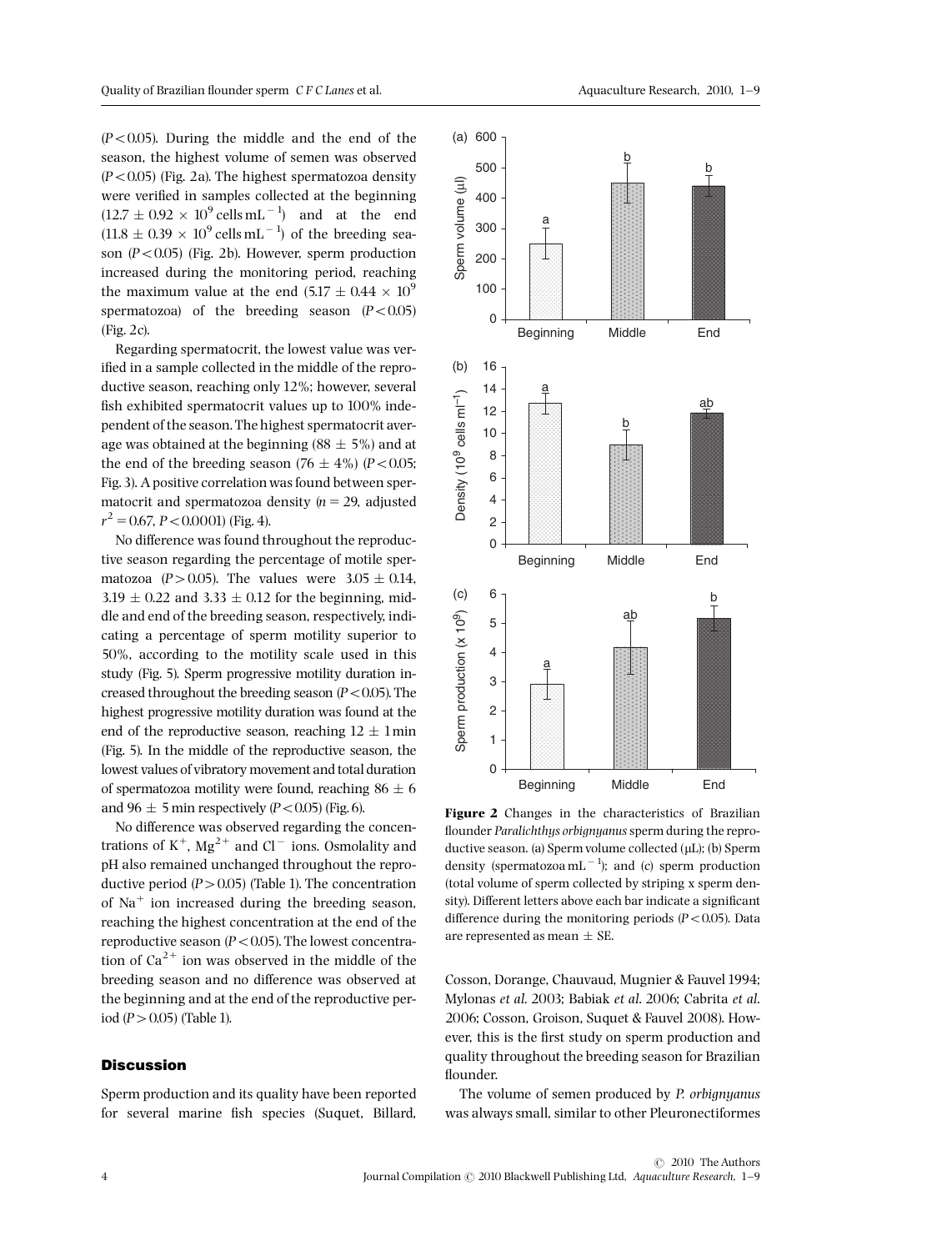($P < 0.05$). During the middle and the end of the season, the highest volume of semen was observed ($P < 0.05$) (Fig. 2a). The highest spermatozoa density were verified in samples collected at the beginning ($12.7 \pm 0.92 \times 10^9$ cells mL$^{-1}$) and at the end ($11.8 \pm 0.39 \times 10^9$ cells mL$^{-1}$) of the breeding season ($P < 0.05$) (Fig. 2b). However, sperm production increased during the monitoring period, reaching the maximum value at the end ($5.17 \pm 0.44 \times 10^9$ spermatozoa) of the breeding season ($P < 0.05$) (Fig. 2c).

Regarding spermatocrit, the lowest value was verified in a sample collected in the middle of the reproductive season, reaching only 12%; however, several fish exhibited spermatocrit values up to 100% independent of the season. The highest spermatocrit average was obtained at the beginning ($88 \pm 5$%) and at the end of the breeding season ($76 \pm 4$%) ($P < 0.05$; Fig. 3). A positive correlation was found between spermatocrit and spermatozoa density ($n = 29$, adjusted $r^2 = 0.67$, $P < 0.0001$) (Fig. 4).

No difference was found throughout the reproductive season regarding the percentage of motile spermatozoa ($P > 0.05$). The values were $3.05 \pm 0.14$, $3.19 \pm 0.22$ and $3.33 \pm 0.12$ for the beginning, middle and end of the breeding season, respectively, indicating a percentage of sperm motility superior to 50%, according to the motility scale used in this study (Fig. 5). Sperm progressive motility duration increased throughout the breeding season ($P < 0.05$). The highest progressive motility duration was found at the end of the reproductive season, reaching $12 \pm 1$ min (Fig. 5). In the middle of the reproductive season, the lowest values of vibratory movement and total duration of spermatozoa motility were found, reaching $86 \pm 6$ and $96 \pm 5$ min respectively ($P < 0.05$) (Fig. 6).

No difference was observed regarding the concentrations of $K^+$, $Mg^{2+}$ and $Cl^-$ ions. Osmolality and pH also remained unchanged throughout the reproductive period ($P > 0.05$) (Table 1). The concentration of $Na^+$ ion increased during the breeding season, reaching the highest concentration at the end of the reproductive season ($P < 0.05$). The lowest concentration of $Ca^{2+}$ ion was observed in the middle of the breeding season and no difference was observed at the beginning and at the end of the reproductive period ($P > 0.05$) (Table 1).

**Figure 2** Changes in the characteristics of Brazilian flounder *Paralichthys orbignyanus* sperm during the reproductive season. (a) Sperm volume collected (μL); (b) Sperm density (spermatozoa mL$^{-1}$); and (c) sperm production (total volume of sperm collected by striping x sperm density). Different letters above each bar indicate a significant difference during the monitoring periods ($P < 0.05$). Data are represented as mean ± SE.

## Discussion

Sperm production and its quality have been reported for several marine fish species (Suquet, Billard, Cosson, Dorange, Chauvaud, Mugnier & Fauvel 1994; Mylonas *et al.* 2003; Babiak *et al.* 2006; Cabrita *et al.* 2006; Cosson, Groison, Suquet & Fauvel 2008). However, this is the first study on sperm production and quality throughout the breeding season for Brazilian flounder.

The volume of semen produced by *P. orbignyanus* was always small, similar to other Pleuronectiformes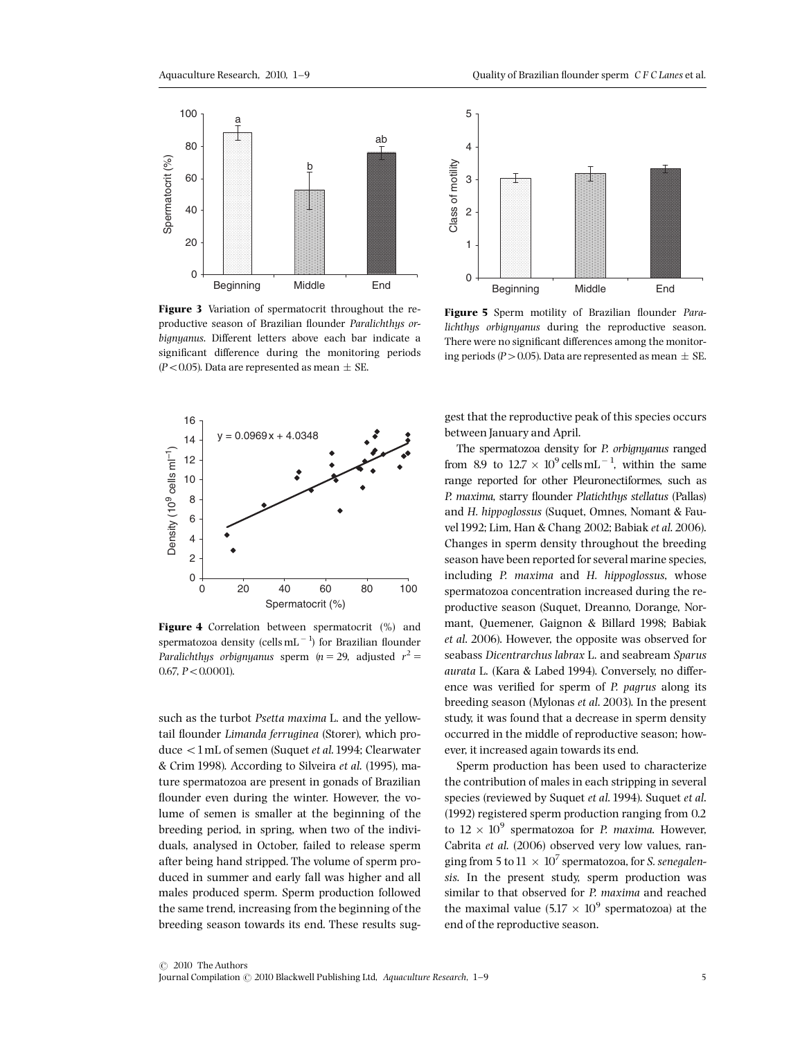**Figure 3** Variation of spermatocrit throughout the reproductive season of Brazilian flounder *Paralichthys orbignyanus*. Different letters above each bar indicate a significant difference during the monitoring periods ($P < 0.05$). Data are represented as mean $\pm$ SE.

**Figure 5** Sperm motility of Brazilian flounder *Paralichthys orbignyanus* during the reproductive season. There were no significant differences among the monitoring periods ($P > 0.05$). Data are represented as mean $\pm$ SE.

**Figure 4** Correlation between spermatocrit (%) and spermatozoa density (cells mL$^{-1}$) for Brazilian flounder *Paralichthys orbignyanus* sperm ($n = 29$, adjusted $r^2 = 0.67$, $P < 0.0001$).

such as the turbot *Psetta maxima* L. and the yellowtail flounder *Limanda ferruginea* (Storer), which produce $<1$ mL of semen (Suquet *et al.* 1994; Clearwater & Crim 1998). According to Silveira *et al.* (1995), mature spermatozoa are present in gonads of Brazilian flounder even during the winter. However, the volume of semen is smaller at the beginning of the breeding period, in spring, when two of the individuals, analysed in October, failed to release sperm after being hand stripped. The volume of sperm produced in summer and early fall was higher and all males produced sperm. Sperm production followed the same trend, increasing from the beginning of the breeding season towards its end. These results suggest that the reproductive peak of this species occurs between January and April.

The spermatozoa density for *P. orbignyanus* ranged from 8.9 to $12.7 \times 10^9$ cells mL$^{-1}$, within the same range reported for other Pleuronectiformes, such as *P. maxima*, starry flounder *Platichthys stellatus* (Pallas) and *H. hippoglossus* (Suquet, Omnes, Nomant & Fauvel 1992; Lim, Han & Chang 2002; Babiak *et al.* 2006). Changes in sperm density throughout the breeding season have been reported for several marine species, including *P. maxima* and *H. hippoglossus*, whose spermatozoa concentration increased during the reproductive season (Suquet, Dreanno, Dorange, Normant, Quemener, Gaignon & Billard 1998; Babiak *et al.* 2006). However, the opposite was observed for seabass *Dicentrarchus labrax* L. and seabream *Sparus aurata* L. (Kara & Labed 1994). Conversely, no difference was verified for sperm of *P. pagrus* along its breeding season (Mylonas *et al.* 2003). In the present study, it was found that a decrease in sperm density occurred in the middle of reproductive season; however, it increased again towards its end.

Sperm production has been used to characterize the contribution of males in each stripping in several species (reviewed by Suquet *et al.* 1994). Suquet *et al.* (1992) registered sperm production ranging from 0.2 to $12 \times 10^9$ spermatozoa for *P. maxima*. However, Cabrita *et al.* (2006) observed very low values, ranging from 5 to $11 \times 10^7$ spermatozoa, for *S. senegalensis*. In the present study, sperm production was similar to that observed for *P. maxima* and reached the maximal value ($5.17 \times 10^9$ spermatozoa) at the end of the reproductive season.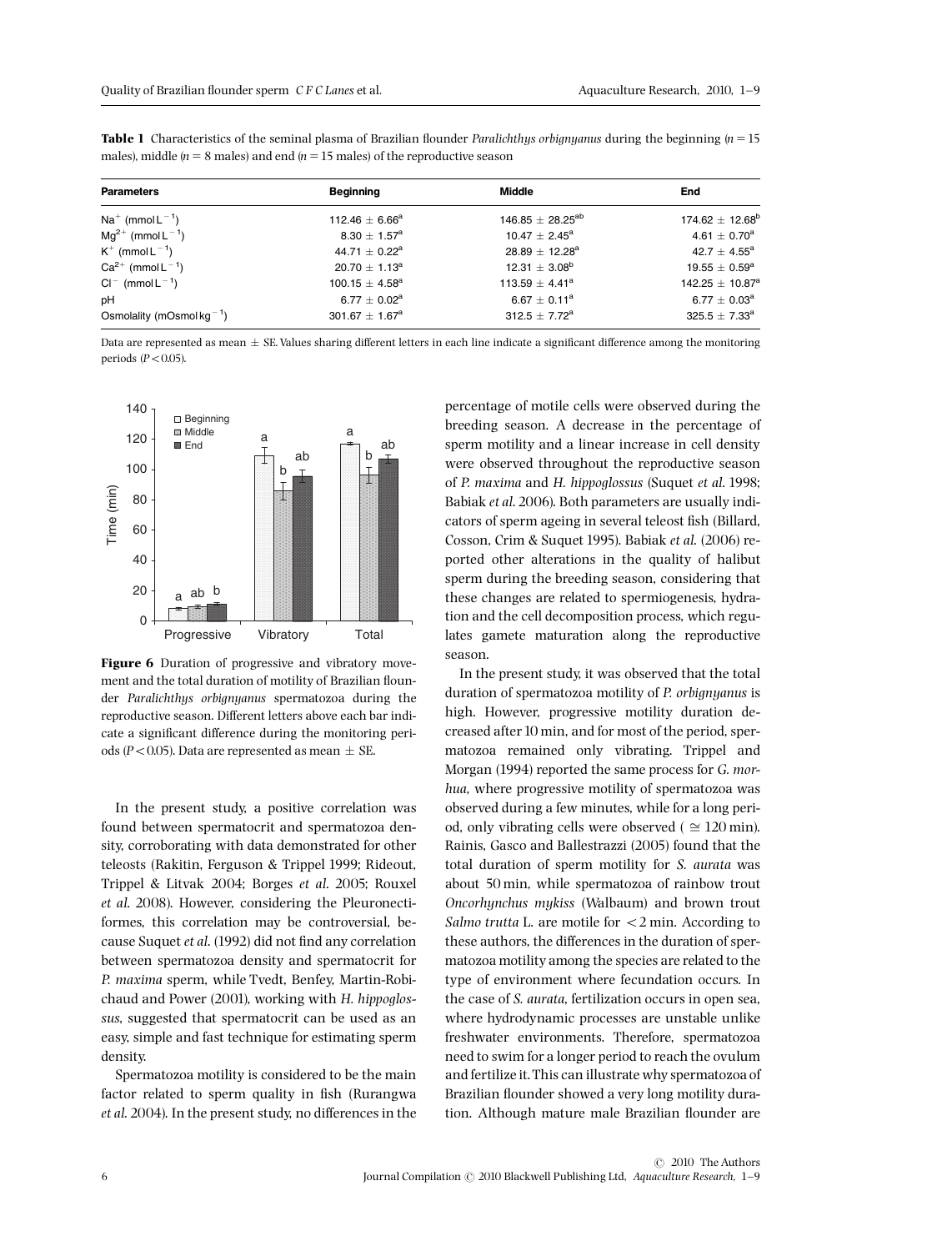**Table 1** Characteristics of the seminal plasma of Brazilian flounder *Paralichthys orbignyanus* during the beginning ($n = 15$ males), middle ($n = 8$ males) and end ($n = 15$ males) of the reproductive season

| Parameters | Beginning | Middle | End |
|---|---|---|---|
| $Na^+$ (mmol $L^{-1}$) | $112.46 \pm 6.66^a$ | $146.85 \pm 28.25^{ab}$ | $174.62 \pm 12.68^b$ |
| $Mg^{2+}$ (mmol $L^{-1}$) | $8.30 \pm 1.57^a$ | $10.47 \pm 2.45^a$ | $4.61 \pm 0.70^a$ |
| $K^+$ (mmol $L^{-1}$) | $44.71 \pm 0.22^a$ | $28.89 \pm 12.28^a$ | $42.7 \pm 4.55^a$ |
| $Ca^{2+}$ (mmol $L^{-1}$) | $20.70 \pm 1.13^a$ | $12.31 \pm 3.08^b$ | $19.55 \pm 0.59^a$ |
| $Cl^-$ (mmol $L^{-1}$) | $100.15 \pm 4.58^a$ | $113.59 \pm 4.41^a$ | $142.25 \pm 10.87^a$ |
| pH | $6.77 \pm 0.02^a$ | $6.67 \pm 0.11^a$ | $6.77 \pm 0.03^a$ |
| Osmolality (mOsmol $kg^{-1}$) | $301.67 \pm 1.67^a$ | $312.5 \pm 7.72^a$ | $325.5 \pm 7.33^a$ |

Data are represented as mean ± SE. Values sharing different letters in each line indicate a significant difference among the monitoring periods ($P < 0.05$).

**Figure 6** Duration of progressive and vibratory movement and the total duration of motility of Brazilian flounder *Paralichthys orbignyanus* spermatozoa during the reproductive season. Different letters above each bar indicate a significant difference during the monitoring periods ($P < 0.05$). Data are represented as mean ± SE.

In the present study, a positive correlation was found between spermatocrit and spermatozoa density, corroborating with data demonstrated for other teleosts (Rakitin, Ferguson & Trippel 1999; Rideout, Trippel & Litvak 2004; Borges *et al.* 2005; Rouxel *et al.* 2008). However, considering the Pleuronectiformes, this correlation may be controversial, because Suquet *et al.* (1992) did not find any correlation between spermatozoa density and spermatocrit for *P. maxima* sperm, while Tvedt, Benfey, Martin-Robichaud and Power (2001), working with *H. hippoglossus*, suggested that spermatocrit can be used as an easy, simple and fast technique for estimating sperm density.

Spermatozoa motility is considered to be the main factor related to sperm quality in fish (Rurangwa *et al.* 2004). In the present study, no differences in the percentage of motile cells were observed during the breeding season. A decrease in the percentage of sperm motility and a linear increase in cell density were observed throughout the reproductive season of *P. maxima* and *H. hippoglossus* (Suquet *et al.* 1998; Babiak *et al.* 2006). Both parameters are usually indicators of sperm ageing in several teleost fish (Billard, Cosson, Crim & Suquet 1995). Babiak *et al.* (2006) reported other alterations in the quality of halibut sperm during the breeding season, considering that these changes are related to spermiogenesis, hydration and the cell decomposition process, which regulates gamete maturation along the reproductive season.

In the present study, it was observed that the total duration of spermatozoa motility of *P. orbignyanus* is high. However, progressive motility duration decreased after 10 min, and for most of the period, spermatozoa remained only vibrating. Trippel and Morgan (1994) reported the same process for *G. morhua*, where progressive motility of spermatozoa was observed during a few minutes, while for a long period, only vibrating cells were observed ($\cong 120$ min). Rainis, Gasco and Ballestrazzi (2005) found that the total duration of sperm motility for *S. aurata* was about 50 min, while spermatozoa of rainbow trout *Oncorhynchus mykiss* (Walbaum) and brown trout *Salmo trutta* L. are motile for $< 2$ min. According to these authors, the differences in the duration of spermatozoa motility among the species are related to the type of environment where fecundation occurs. In the case of *S. aurata*, fertilization occurs in open sea, where hydrodynamic processes are unstable unlike freshwater environments. Therefore, spermatozoa need to swim for a longer period to reach the ovulum and fertilize it. This can illustrate why spermatozoa of Brazilian flounder showed a very long motility duration. Although mature male Brazilian flounder are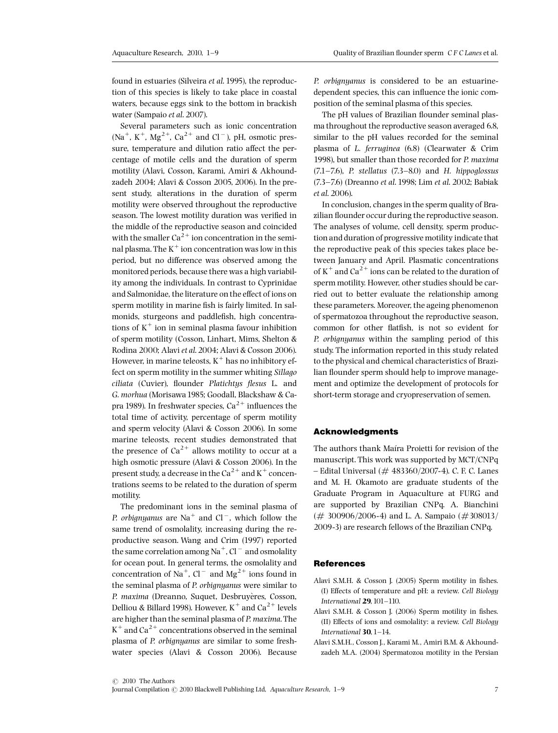found in estuaries (Silveira *et al.* 1995), the reproduction of this species is likely to take place in coastal waters, because eggs sink to the bottom in brackish water (Sampaio *et al.* 2007).

Several parameters such as ionic concentration ($Na^+$, $K^+$, $Mg^{2+}$, $Ca^{2+}$ and $Cl^-$), pH, osmotic pressure, temperature and dilution ratio affect the percentage of motile cells and the duration of sperm motility (Alavi, Cosson, Karami, Amiri & Akhoundzadeh 2004; Alavi & Cosson 2005, 2006). In the present study, alterations in the duration of sperm motility were observed throughout the reproductive season. The lowest motility duration was verified in the middle of the reproductive season and coincided with the smaller $Ca^{2+}$ ion concentration in the seminal plasma. The $K^+$ ion concentration was low in this period, but no difference was observed among the monitored periods, because there was a high variability among the individuals. In contrast to Cyprinidae and Salmonidae, the literature on the effect of ions on sperm motility in marine fish is fairly limited. In salmonids, sturgeons and paddlefish, high concentrations of $K^+$ ion in seminal plasma favour inhibition of sperm motility (Cosson, Linhart, Mims, Shelton & Rodina 2000; Alavi *et al.* 2004; Alavi & Cosson 2006). However, in marine teleosts, $K^+$ has no inhibitory effect on sperm motility in the summer whiting *Sillago ciliata* (Cuvier), flounder *Platichtys flesus* L. and *G. morhua* (Morisawa 1985; Goodall, Blackshaw & Capra 1989). In freshwater species, $Ca^{2+}$ influences the total time of activity, percentage of sperm motility and sperm velocity (Alavi & Cosson 2006). In some marine teleosts, recent studies demonstrated that the presence of $Ca^{2+}$ allows motility to occur at a high osmotic pressure (Alavi & Cosson 2006). In the present study, a decrease in the $Ca^{2+}$ and $K^+$ concentrations seems to be related to the duration of sperm motility.

The predominant ions in the seminal plasma of *P. orbignyanus* are $Na^+$ and $Cl^-$, which follow the same trend of osmolality, increasing during the reproductive season. Wang and Crim (1997) reported the same correlation among $Na^+$, $Cl^-$ and osmolality for ocean pout. In general terms, the osmolality and concentration of $Na^+$, $Cl^-$ and $Mg^{2+}$ ions found in the seminal plasma of *P. orbignyanus* were similar to *P. maxima* (Dreanno, Suquet, Desbruyères, Cosson, Delliou & Billard 1998). However, $K^+$ and $Ca^{2+}$ levels are higher than the seminal plasma of *P. maxima*. The $K^+$ and $Ca^{2+}$ concentrations observed in the seminal plasma of *P. orbignyanus* are similar to some freshwater species (Alavi & Cosson 2006). Because *P. orbignyanus* is considered to be an estuarine-dependent species, this can influence the ionic composition of the seminal plasma of this species.

The pH values of Brazilian flounder seminal plasma throughout the reproductive season averaged 6.8, similar to the pH values recorded for the seminal plasma of *L. ferruginea* (6.8) (Clearwater & Crim 1998), but smaller than those recorded for *P. maxima* (7.1–7.6), *P. stellatus* (7.3–8.0) and *H. hippoglossus* (7.3–7.6) (Dreanno *et al.* 1998; Lim *et al.* 2002; Babiak *et al.* 2006).

In conclusion, changes in the sperm quality of Brazilian flounder occur during the reproductive season. The analyses of volume, cell density, sperm production and duration of progressive motility indicate that the reproductive peak of this species takes place between January and April. Plasmatic concentrations of $K^+$ and $Ca^{2+}$ ions can be related to the duration of sperm motility. However, other studies should be carried out to better evaluate the relationship among these parameters. Moreover, the ageing phenomenon of spermatozoa throughout the reproductive season, common for other flatfish, is not so evident for *P. orbignyanus* within the sampling period of this study. The information reported in this study related to the physical and chemical characteristics of Brazilian flounder sperm should help to improve management and optimize the development of protocols for short-term storage and cryopreservation of semen.

## Acknowledgments

The authors thank Maíra Proietti for revision of the manuscript. This work was supported by MCT/CNPq – Edital Universal (# 483360/2007-4). C. F. C. Lanes and M. H. Okamoto are graduate students of the Graduate Program in Aquaculture at FURG and are supported by Brazilian CNPq. A. Bianchini (# 300906/2006-4) and L. A. Sampaio (# 308013/2009-3) are research fellows of the Brazilian CNPq.

## References

Alavi S.M.H. & Cosson J. (2005) Sperm motility in fishes. (I) Effects of temperature and pH: a review. *Cell Biology International* **29**, 101–110.

Alavi S.M.H. & Cosson J. (2006) Sperm motility in fishes. (II) Effects of ions and osmolality: a review. *Cell Biology International* **30**, 1–14.

Alavi S.M.H., Cosson J., Karami M., Amiri B.M. & Akhoundzadeh M.A. (2004) Spermatozoa motility in the Persian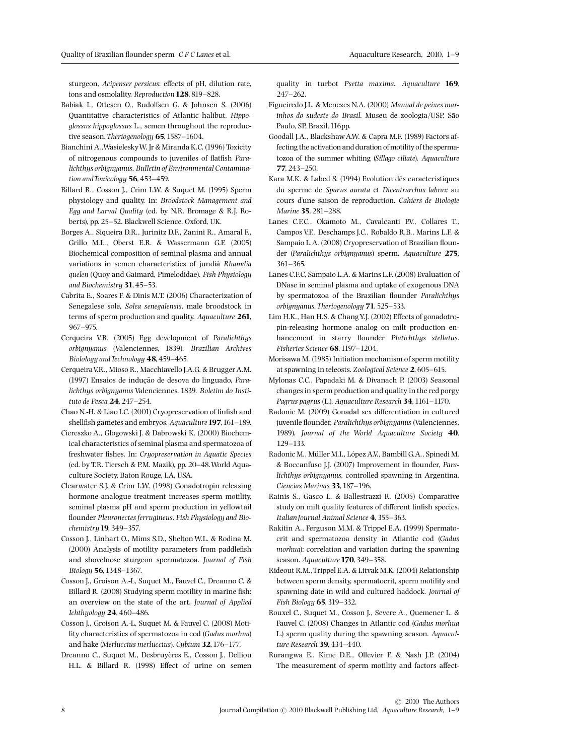sturgeon, *Acipenser persicus*: effects of pH, dilution rate, ions and osmolality. *Reproduction* **128**, 819–828.

Babiak I., Ottesen O., Rudolfsen G. & Johnsen S. (2006) Quantitative characteristics of Atlantic halibut, *Hippoglossus hippoglossus* L., semen throughout the reproductive season. *Theriogenology* **65**, 1587–1604.

Bianchini A., Wasielesky W. Jr & Miranda K.C. (1996) Toxicity of nitrogenous compounds to juveniles of flatfish *Paralichthys orbignyanus*. *Bulletin of Environmental Contamination and Toxicology* **56**, 453–459.

Billard R., Cosson J., Crim L.W. & Suquet M. (1995) Sperm physiology and quality. In: *Broodstock Management and Egg and Larval Quality* (ed. by N.R. Bromage & R.J. Roberts), pp. 25–52. Blackwell Science, Oxford, UK.

Borges A., Siqueira D.R., Jurinitz D.F., Zanini R., Amaral F., Grillo M.L., Oberst E.R. & Wassermann G.F. (2005) Biochemical composition of seminal plasma and annual variations in semen characteristics of jundiá *Rhamdia quelen* (Quoy and Gaimard, Pimelodidae). *Fish Physiology and Biochemistry* **31**, 45–53.

Cabrita E., Soares F. & Dinis M.T. (2006) Characterization of Senegalese sole, *Solea senegalensis*, male broodstock in terms of sperm production and quality. *Aquaculture* **261**, 967–975.

Cerqueira V.R. (2005) Egg development of *Paralichthys orbignyanus* (Valenciennes, 1839). *Brazilian Archives Biolology and Technology* **48**, 459–465.

Cerqueira V.R., Mioso R., Macchiavello J.A.G. & Brugger A.M. (1997) Ensaios de indução de desova do linguado, *Paralichthys orbignyanus* Valenciennes, 1839. *Boletim do Instituto de Pesca* **24**, 247–254.

Chao N.-H. & Liao I.C. (2001) Cryopreservation of finfish and shellfish gametes and embryos. *Aquaculture* **197**, 161–189.

Ciereszko A., Glogowski J. & Dabrowski K. (2000) Biochemical characteristics of seminal plasma and spermatozoa of freshwater fishes. In: *Cryopreservation in Aquatic Species* (ed. by T.R. Tiersch & P.M. Mazik), pp. 20–48. World Aquaculture Society, Baton Rouge, LA, USA.

Clearwater S.J. & Crim L.W. (1998) Gonadotropin releasing hormone-analogue treatment increases sperm motility, seminal plasma pH and sperm production in yellowtail flounder *Pleuronectes ferrugineus*. *Fish Physiology and Biochemistry* **19**, 349–357.

Cosson J., Linhart O., Mims S.D., Shelton W.L. & Rodina M. (2000) Analysis of motility parameters from paddlefish and shovelnose sturgeon spermatozoa. *Journal of Fish Biology* **56**, 1348–1367.

Cosson J., Groison A.-L, Suquet M., Fauvel C., Dreanno C. & Billard R. (2008) Studying sperm motility in marine fish: an overview on the state of the art. *Journal of Applied Ichthyology* **24**, 460–486.

Cosson J., Groison A.-L, Suquet M. & Fauvel C. (2008) Motility characteristics of spermatozoa in cod (*Gadus morhua*) and hake (*Merluccius merluccius*). *Cybium* **32**, 176–177.

Dreanno C., Suquet M., Desbruyères E., Cosson J., Delliou H.L. & Billard R. (1998) Effect of urine on semen quality in turbot *Psetta maxima*. *Aquaculture* **169**, 247–262.

Figueiredo J.L. & Menezes N.A. (2000) *Manual de peixes marinhos do sudeste do Brasil*. Museu de zoologia/USP, São Paulo, SP, Brazil, 116pp.

Goodall J.A., Blackshaw A.W. & Capra M.F. (1989) Factors affecting the activation and duration of motility of the spermatozoa of the summer whiting (*Sillago ciliate*). *Aquaculture* **77**, 243–250.

Kara M.K. & Labed S. (1994) Evolution dês caracteristiques du sperme de *Sparus aurata* et *Dicentrarchus labrax* au cours d'une saison de reproduction. *Cahiers de Biologie Marine* **35**, 281–288.

Lanes C.F.C., Okamoto M., Cavalcanti P.V., Collares T., Campos V.F., Deschamps J.C., Robaldo R.B., Marins L.F. & Sampaio L.A. (2008) Cryopreservation of Brazilian flounder (*Paralichthys orbignyanus*) sperm. *Aquaculture* **275**, 361–365.

Lanes C.F.C, Sampaio L.A. & Marins L.F. (2008) Evaluation of DNase in seminal plasma and uptake of exogenous DNA by spermatozoa of the Brazilian flounder *Paralichthys orbignyanus*. *Theriogenology* **71**, 525–533.

Lim H.K., Han H.S. & Chang Y.J. (2002) Effects of gonadotropin-releasing hormone analog on milt production enhancement in starry flounder *Platichthys stellatus*. *Fisheries Science* **68**, 1197–1204.

Morisawa M. (1985) Initiation mechanism of sperm motility at spawning in teleosts. *Zoological Science* **2**, 605–615.

Mylonas C.C., Papadaki M. & Divanach P. (2003) Seasonal changes in sperm production and quality in the red porgy *Pagrus pagrus* (L.). *Aquaculture Research* **34**, 1161–1170.

Radonic M. (2009) Gonadal sex differentiation in cultured juvenile flounder, *Paralichthys orbignyanus* (Valenciennes, 1989). *Journal of the World Aquaculture Society* **40**, 129–133.

Radonic M., Müller M.I., López A.V., Bambill G.A., Spinedi M. & Boccanfuso J.J. (2007) Improvement in flounder, *Paralichthys orbignyanus*, controlled spawning in Argentina. *Ciencias Marinas* **33**, 187–196.

Rainis S., Gasco L. & Ballestrazzi R. (2005) Comparative study on milt quality features of different finfish species. *Italian Journal Animal Science* **4**, 355–363.

Rakitin A., Ferguson M.M. & Trippel E.A. (1999) Spermatocrit and spermatozoa density in Atlantic cod (*Gadus morhua*): correlation and variation during the spawning season. *Aquaculture* **170**, 349–358.

Rideout R.M., Trippel E.A. & Litvak M.K. (2004) Relationship between sperm density, spermatocrit, sperm motility and spawning date in wild and cultured haddock. *Journal of Fish Biology* **65**, 319–332.

Rouxel C., Suquet M., Cosson J., Severe A., Quemener L. & Fauvel C. (2008) Changes in Atlantic cod (*Gadus morhua* L.) sperm quality during the spawning season. *Aquaculture Research* **39**, 434–440.

Rurangwa E., Kime D.E., Ollevier F. & Nash J.P. (2004) The measurement of sperm motility and factors affect-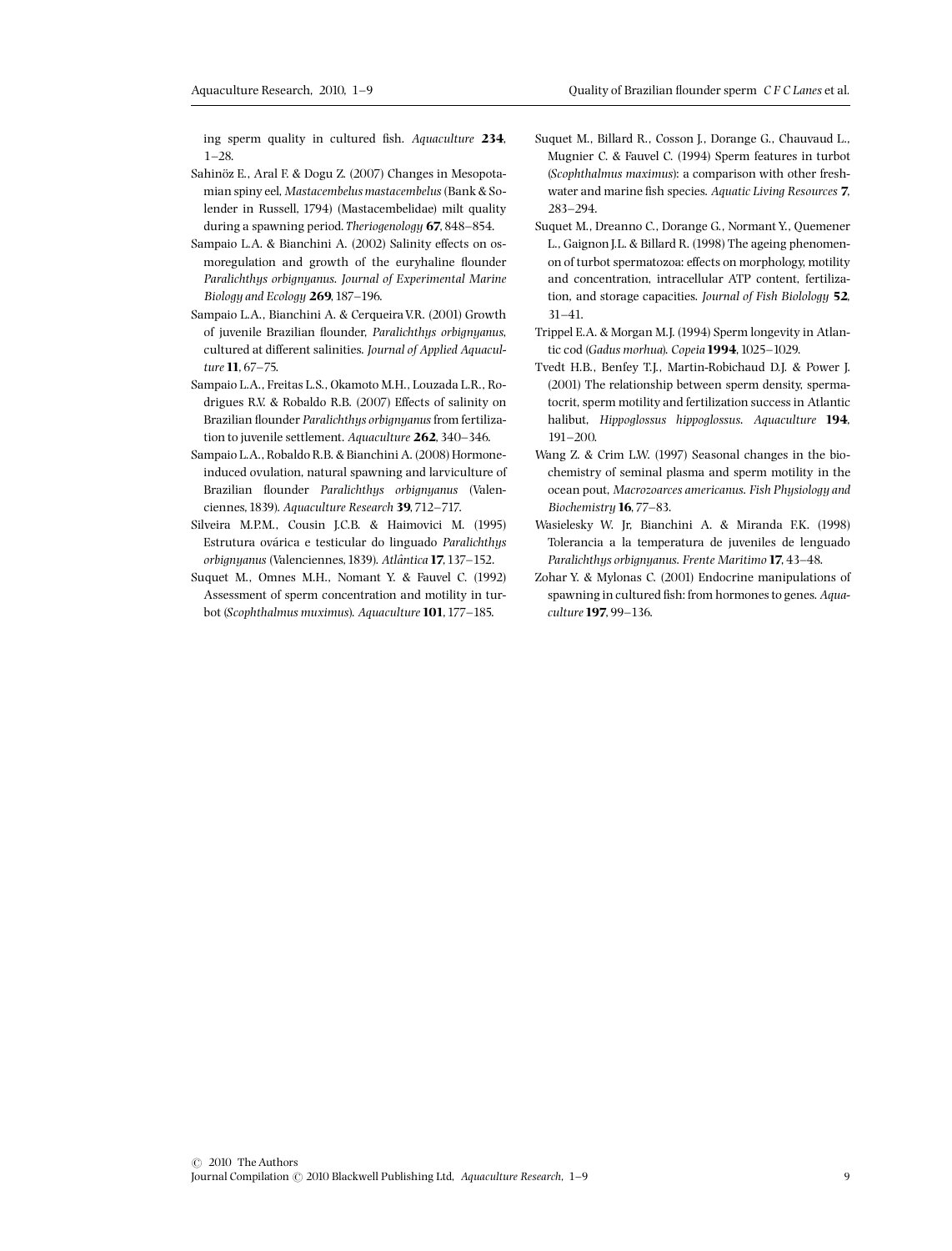ing sperm quality in cultured fish. *Aquaculture* **234**, 1–28.

Sahinöz E., Aral F. & Dogu Z. (2007) Changes in Mesopotamian spiny eel, *Mastacembelus mastacembelus* (Bank & Solender in Russell, 1794) (Mastacembelidae) milt quality during a spawning period. *Theriogenology* **67**, 848–854.

Sampaio L.A. & Bianchini A. (2002) Salinity effects on osmoregulation and growth of the euryhaline flounder *Paralichthys orbignyanus*. *Journal of Experimental Marine Biology and Ecology* **269**, 187–196.

Sampaio L.A., Bianchini A. & Cerqueira V.R. (2001) Growth of juvenile Brazilian flounder, *Paralichthys orbignyanus*, cultured at different salinities. *Journal of Applied Aquaculture* **11**, 67–75.

Sampaio L.A., Freitas L.S., Okamoto M.H., Louzada L.R., Rodrigues R.V. & Robaldo R.B. (2007) Effects of salinity on Brazilian flounder *Paralichthys orbignyanus* from fertilization to juvenile settlement. *Aquaculture* **262**, 340–346.

Sampaio L.A., Robaldo R.B. & Bianchini A. (2008) Hormone-induced ovulation, natural spawning and larviculture of Brazilian flounder *Paralichthys orbignyanus* (Valenciennes, 1839). *Aquaculture Research* **39**, 712–717.

Silveira M.P.M., Cousin J.C.B. & Haimovici M. (1995) Estrutura ovárica e testicular do linguado *Paralichthys orbignyanus* (Valenciennes, 1839). *Atlântica* **17**, 137–152.

Suquet M., Omnes M.H., Nomant Y. & Fauvel C. (1992) Assessment of sperm concentration and motility in turbot (*Scophthalmus muximus*). *Aquaculture* **101**, 177–185.

Suquet M., Billard R., Cosson J., Dorange G., Chauvaud L., Mugnier C. & Fauvel C. (1994) Sperm features in turbot (*Scophthalmus maximus*): a comparison with other freshwater and marine fish species. *Aquatic Living Resources* **7**, 283–294.

Suquet M., Dreanno C., Dorange G., Normant Y., Quemener L., Gaignon J.L. & Billard R. (1998) The ageing phenomenon of turbot spermatozoa: effects on morphology, motility and concentration, intracellular ATP content, fertilization, and storage capacities. *Journal of Fish Biolology* **52**, 31–41.

Trippel E.A. & Morgan M.J. (1994) Sperm longevity in Atlantic cod (*Gadus morhua*). *Copeia* **1994**, 1025–1029.

Tvedt H.B., Benfey T.J., Martin-Robichaud D.J. & Power J. (2001) The relationship between sperm density, spermatocrit, sperm motility and fertilization success in Atlantic halibut, *Hippoglossus hippoglossus*. *Aquaculture* **194**, 191–200.

Wang Z. & Crim L.W. (1997) Seasonal changes in the biochemistry of seminal plasma and sperm motility in the ocean pout, *Macrozoarces americanus*. *Fish Physiology and Biochemistry* **16**, 77–83.

Wasielesky W. Jr, Bianchini A. & Miranda F.K. (1998) Tolerancia a la temperatura de juveniles de lenguado *Paralichthys orbignyanus*. *Frente Maritimo* **17**, 43–48.

Zohar Y. & Mylonas C. (2001) Endocrine manipulations of spawning in cultured fish: from hormones to genes. *Aquaculture* **197**, 99–136.